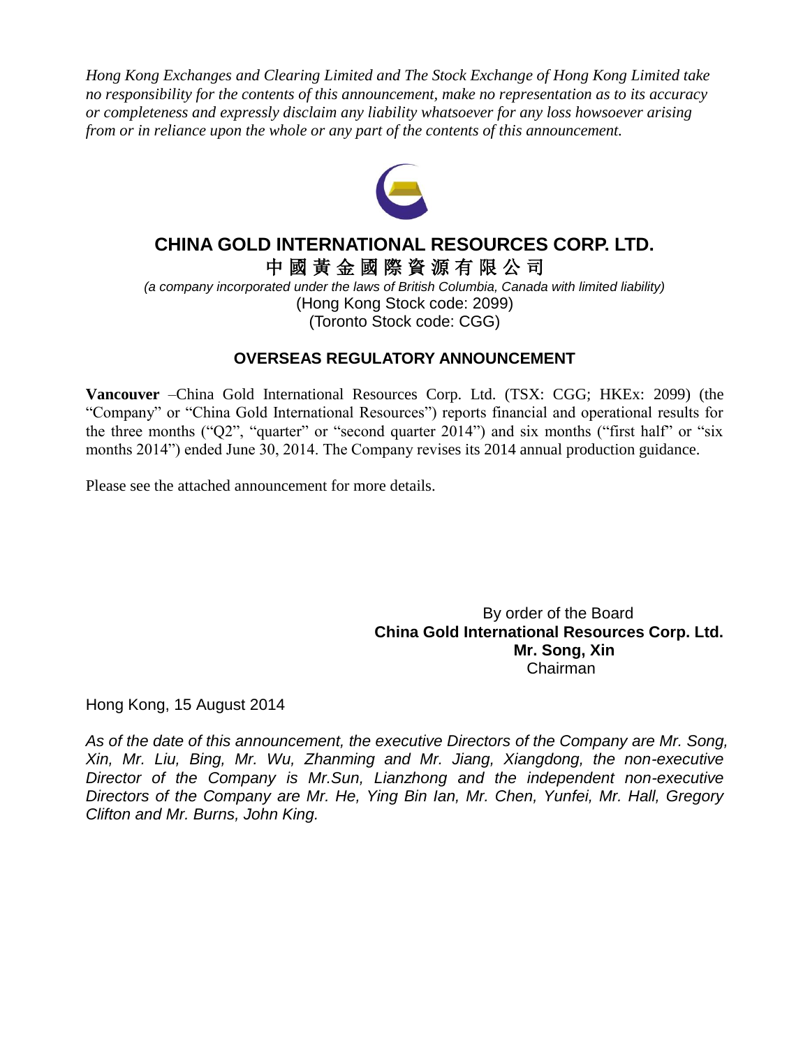*Hong Kong Exchanges and Clearing Limited and The Stock Exchange of Hong Kong Limited take no responsibility for the contents of this announcement, make no representation as to its accuracy or completeness and expressly disclaim any liability whatsoever for any loss howsoever arising from or in reliance upon the whole or any part of the contents of this announcement.*

# CHINA GOLD INTERNATIONAL RESOURCES CORP. LTD.

# 中國黃金國際資源有限公司

*(a company incorporated under the laws of British Columbia, Canada with limited liability)*

(Hong Kong Stock code: 2099)

(Toronto Stock code: CGG)

## OVERSEAS REGULATORY ANNOUNCEMENT

**Vancouver** –China Gold International Resources Corp. Ltd. (TSX: CGG; HKEx: 2099) (the "Company" or "China Gold International Resources") reports financial and operational results for the three months ("Q2", "quarter" or "second quarter 2014") and six months ("first half" or "six months 2014") ended June 30, 2014. The Company revises its 2014 annual production guidance.

Please see the attached announcement for more details.

By order of the Board
**China Gold International Resources Corp. Ltd.**
**Mr. Song, Xin**
Chairman

Hong Kong, 15 August 2014

*As of the date of this announcement, the executive Directors of the Company are Mr. Song, Xin, Mr. Liu, Bing, Mr. Wu, Zhanming and Mr. Jiang, Xiangdong, the non-executive Director of the Company is Mr.Sun, Lianzhong and the independent non-executive Directors of the Company are Mr. He, Ying Bin Ian, Mr. Chen, Yunfei, Mr. Hall, Gregory Clifton and Mr. Burns, John King.*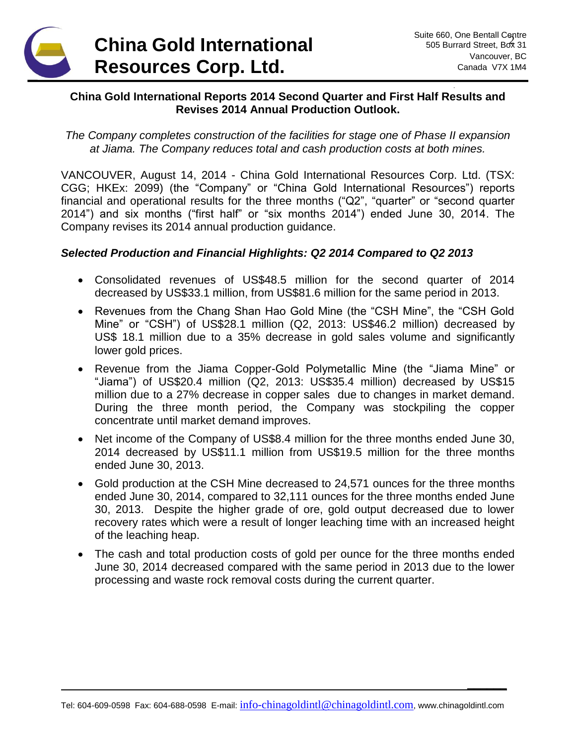# China Gold International Resources Corp. Ltd.

Suite 660, One Bentall Centre
505 Burrard Street, Box 31
Vancouver, BC
Canada V7X 1M4

## China Gold International Reports 2014 Second Quarter and First Half Results and Revises 2014 Annual Production Outlook.

*The Company completes construction of the facilities for stage one of Phase II expansion at Jiama. The Company reduces total and cash production costs at both mines.*

VANCOUVER, August 14, 2014 - China Gold International Resources Corp. Ltd. (TSX: CGG; HKEx: 2099) (the "Company" or "China Gold International Resources") reports financial and operational results for the three months ("Q2", "quarter" or "second quarter 2014") and six months ("first half" or "six months 2014") ended June 30, 2014. The Company revises its 2014 annual production guidance.

### *Selected Production and Financial Highlights: Q2 2014 Compared to Q2 2013*

- Consolidated revenues of US$48.5 million for the second quarter of 2014 decreased by US$33.1 million, from US$81.6 million for the same period in 2013.
- Revenues from the Chang Shan Hao Gold Mine (the "CSH Mine", the "CSH Gold Mine" or "CSH") of US$28.1 million (Q2, 2013: US$46.2 million) decreased by US$ 18.1 million due to a 35% decrease in gold sales volume and significantly lower gold prices.
- Revenue from the Jiama Copper-Gold Polymetallic Mine (the "Jiama Mine" or "Jiama") of US$20.4 million (Q2, 2013: US$35.4 million) decreased by US$15 million due to a 27% decrease in copper sales due to changes in market demand. During the three month period, the Company was stockpiling the copper concentrate until market demand improves.
- Net income of the Company of US$8.4 million for the three months ended June 30, 2014 decreased by US$11.1 million from US$19.5 million for the three months ended June 30, 2013.
- Gold production at the CSH Mine decreased to 24,571 ounces for the three months ended June 30, 2014, compared to 32,111 ounces for the three months ended June 30, 2013. Despite the higher grade of ore, gold output decreased due to lower recovery rates which were a result of longer leaching time with an increased height of the leaching heap.
- The cash and total production costs of gold per ounce for the three months ended June 30, 2014 decreased compared with the same period in 2013 due to the lower processing and waste rock removal costs during the current quarter.

Tel: 604-609-0598 Fax: 604-688-0598 E-mail: info-chinagoldintl@chinagoldintl.com, www.chinagoldintl.com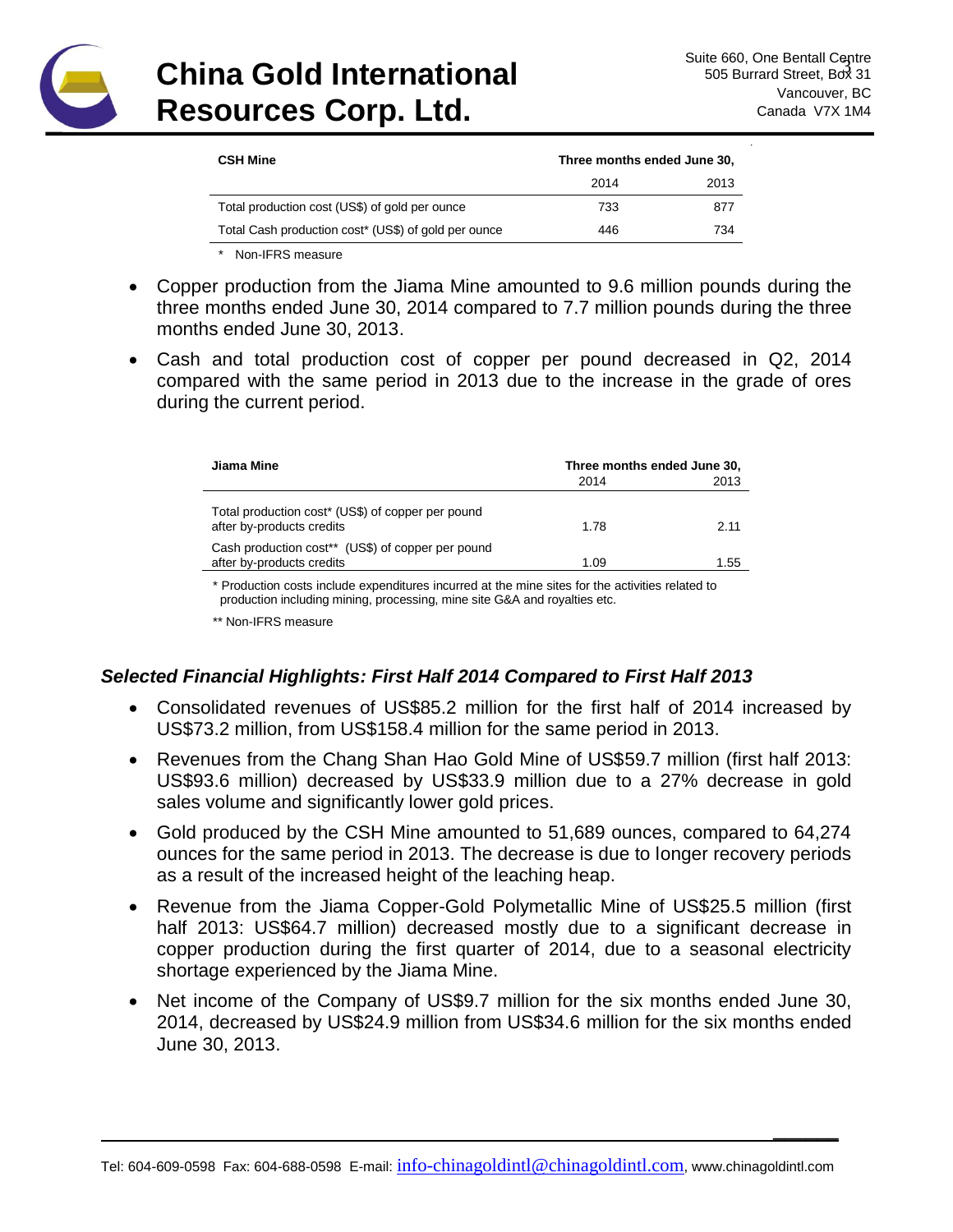| CSH Mine | Three months ended June 30, | |
|---|---|---|
| | 2014 | 2013 |
| Total production cost (US$) of gold per ounce | 733 | 877 |
| Total Cash production cost* (US$) of gold per ounce | 446 | 734 |

\* Non-IFRS measure

- Copper production from the Jiama Mine amounted to 9.6 million pounds during the three months ended June 30, 2014 compared to 7.7 million pounds during the three months ended June 30, 2013.
- Cash and total production cost of copper per pound decreased in Q2, 2014 compared with the same period in 2013 due to the increase in the grade of ores during the current period.

| Jiama Mine | Three months ended June 30, | |
|---|---|---|
| | 2014 | 2013 |
| Total production cost* (US$) of copper per pound after by-products credits | 1.78 | 2.11 |
| Cash production cost** (US$) of copper per pound after by-products credits | 1.09 | 1.55 |

\* Production costs include expenditures incurred at the mine sites for the activities related to production including mining, processing, mine site G&A and royalties etc.

\*\* Non-IFRS measure

### *Selected Financial Highlights: First Half 2014 Compared to First Half 2013*

- Consolidated revenues of US$85.2 million for the first half of 2014 increased by US$73.2 million, from US$158.4 million for the same period in 2013.
- Revenues from the Chang Shan Hao Gold Mine of US$59.7 million (first half 2013: US$93.6 million) decreased by US$33.9 million due to a 27% decrease in gold sales volume and significantly lower gold prices.
- Gold produced by the CSH Mine amounted to 51,689 ounces, compared to 64,274 ounces for the same period in 2013. The decrease is due to longer recovery periods as a result of the increased height of the leaching heap.
- Revenue from the Jiama Copper-Gold Polymetallic Mine of US$25.5 million (first half 2013: US$64.7 million) decreased mostly due to a significant decrease in copper production during the first quarter of 2014, due to a seasonal electricity shortage experienced by the Jiama Mine.
- Net income of the Company of US$9.7 million for the six months ended June 30, 2014, decreased by US$24.9 million from US$34.6 million for the six months ended June 30, 2013.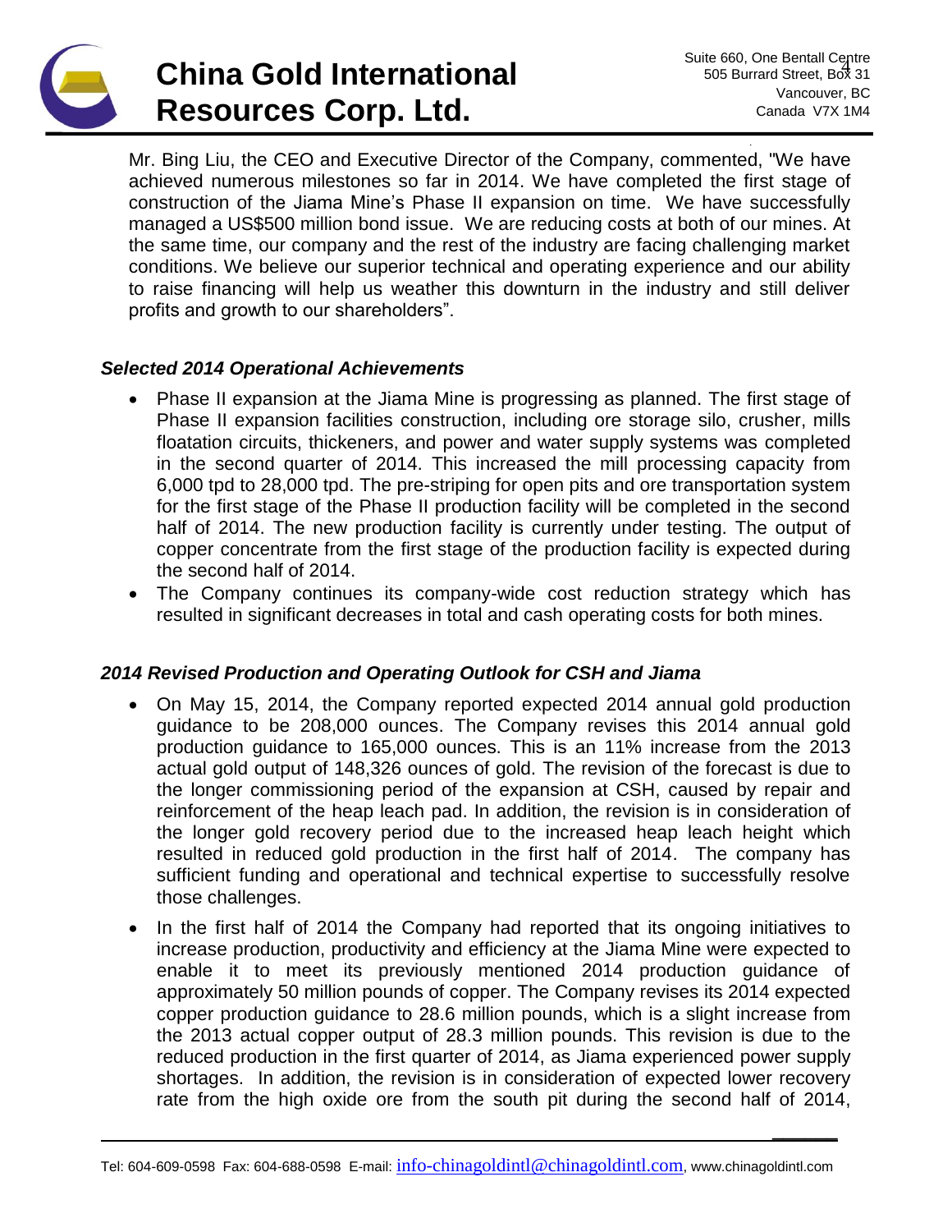Mr. Bing Liu, the CEO and Executive Director of the Company, commented, "We have achieved numerous milestones so far in 2014. We have completed the first stage of construction of the Jiama Mine's Phase II expansion on time. We have successfully managed a US$500 million bond issue. We are reducing costs at both of our mines. At the same time, our company and the rest of the industry are facing challenging market conditions. We believe our superior technical and operating experience and our ability to raise financing will help us weather this downturn in the industry and still deliver profits and growth to our shareholders".

### *Selected 2014 Operational Achievements*

- Phase II expansion at the Jiama Mine is progressing as planned. The first stage of Phase II expansion facilities construction, including ore storage silo, crusher, mills floatation circuits, thickeners, and power and water supply systems was completed in the second quarter of 2014. This increased the mill processing capacity from 6,000 tpd to 28,000 tpd. The pre-striping for open pits and ore transportation system for the first stage of the Phase II production facility will be completed in the second half of 2014. The new production facility is currently under testing. The output of copper concentrate from the first stage of the production facility is expected during the second half of 2014.
- The Company continues its company-wide cost reduction strategy which has resulted in significant decreases in total and cash operating costs for both mines.

### *2014 Revised Production and Operating Outlook for CSH and Jiama*

- On May 15, 2014, the Company reported expected 2014 annual gold production guidance to be 208,000 ounces. The Company revises this 2014 annual gold production guidance to 165,000 ounces. This is an 11% increase from the 2013 actual gold output of 148,326 ounces of gold. The revision of the forecast is due to the longer commissioning period of the expansion at CSH, caused by repair and reinforcement of the heap leach pad. In addition, the revision is in consideration of the longer gold recovery period due to the increased heap leach height which resulted in reduced gold production in the first half of 2014. The company has sufficient funding and operational and technical expertise to successfully resolve those challenges.
- In the first half of 2014 the Company had reported that its ongoing initiatives to increase production, productivity and efficiency at the Jiama Mine were expected to enable it to meet its previously mentioned 2014 production guidance of approximately 50 million pounds of copper. The Company revises its 2014 expected copper production guidance to 28.6 million pounds, which is a slight increase from the 2013 actual copper output of 28.3 million pounds. This revision is due to the reduced production in the first quarter of 2014, as Jiama experienced power supply shortages. In addition, the revision is in consideration of expected lower recovery rate from the high oxide ore from the south pit during the second half of 2014,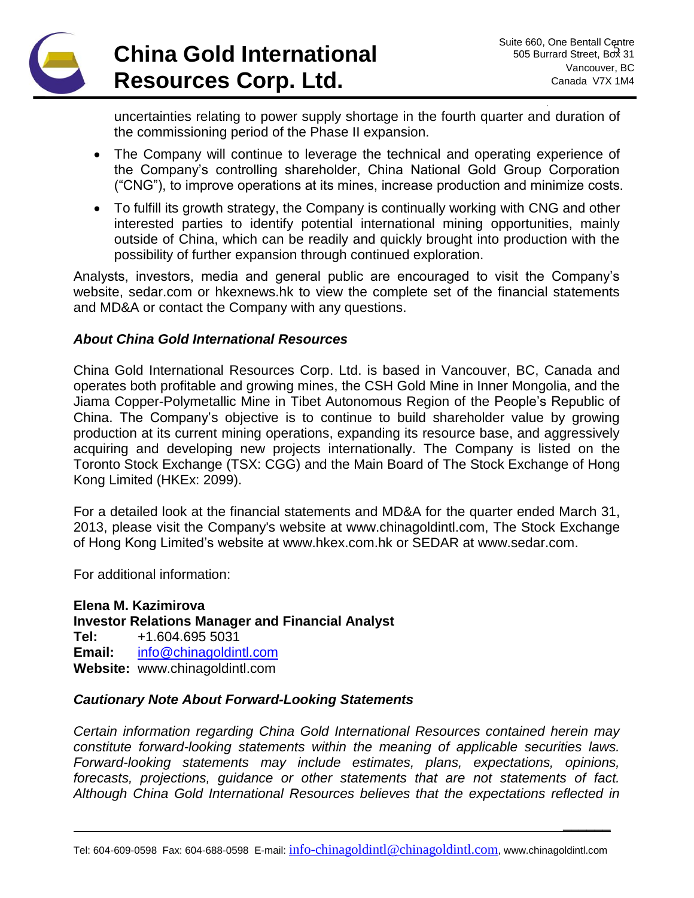uncertainties relating to power supply shortage in the fourth quarter and duration of the commissioning period of the Phase II expansion.

- The Company will continue to leverage the technical and operating experience of the Company's controlling shareholder, China National Gold Group Corporation ("CNG"), to improve operations at its mines, increase production and minimize costs.
- To fulfill its growth strategy, the Company is continually working with CNG and other interested parties to identify potential international mining opportunities, mainly outside of China, which can be readily and quickly brought into production with the possibility of further expansion through continued exploration.

Analysts, investors, media and general public are encouraged to visit the Company's website, sedar.com or hkexnews.hk to view the complete set of the financial statements and MD&A or contact the Company with any questions.

### *About China Gold International Resources*

China Gold International Resources Corp. Ltd. is based in Vancouver, BC, Canada and operates both profitable and growing mines, the CSH Gold Mine in Inner Mongolia, and the Jiama Copper-Polymetallic Mine in Tibet Autonomous Region of the People's Republic of China. The Company's objective is to continue to build shareholder value by growing production at its current mining operations, expanding its resource base, and aggressively acquiring and developing new projects internationally. The Company is listed on the Toronto Stock Exchange (TSX: CGG) and the Main Board of The Stock Exchange of Hong Kong Limited (HKEx: 2099).

For a detailed look at the financial statements and MD&A for the quarter ended March 31, 2013, please visit the Company's website at www.chinagoldintl.com, The Stock Exchange of Hong Kong Limited's website at www.hkex.com.hk or SEDAR at www.sedar.com.

For additional information:

**Elena M. Kazimirova**
**Investor Relations Manager and Financial Analyst**
**Tel:** +1.604.695 5031
**Email:** info@chinagoldintl.com
**Website:** www.chinagoldintl.com

### *Cautionary Note About Forward-Looking Statements*

*Certain information regarding China Gold International Resources contained herein may constitute forward-looking statements within the meaning of applicable securities laws. Forward-looking statements may include estimates, plans, expectations, opinions, forecasts, projections, guidance or other statements that are not statements of fact. Although China Gold International Resources believes that the expectations reflected in*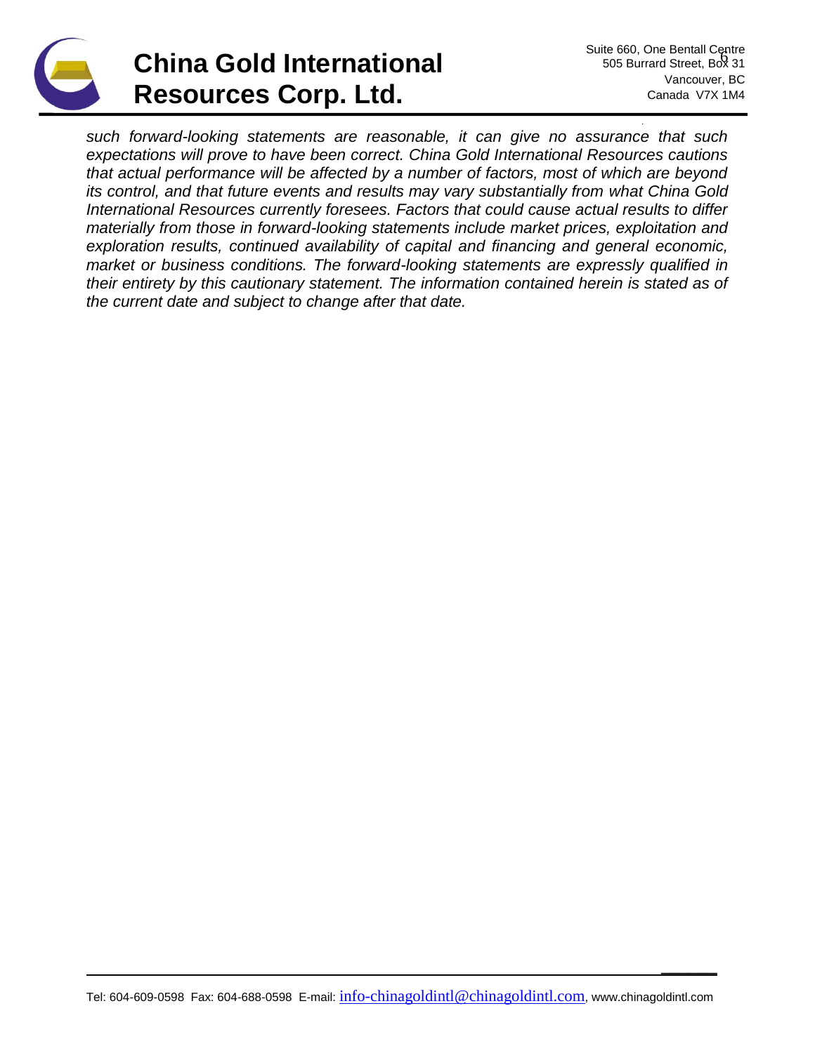*such forward-looking statements are reasonable, it can give no assurance that such expectations will prove to have been correct. China Gold International Resources cautions that actual performance will be affected by a number of factors, most of which are beyond its control, and that future events and results may vary substantially from what China Gold International Resources currently foresees. Factors that could cause actual results to differ materially from those in forward-looking statements include market prices, exploitation and exploration results, continued availability of capital and financing and general economic, market or business conditions. The forward-looking statements are expressly qualified in their entirety by this cautionary statement. The information contained herein is stated as of the current date and subject to change after that date.*